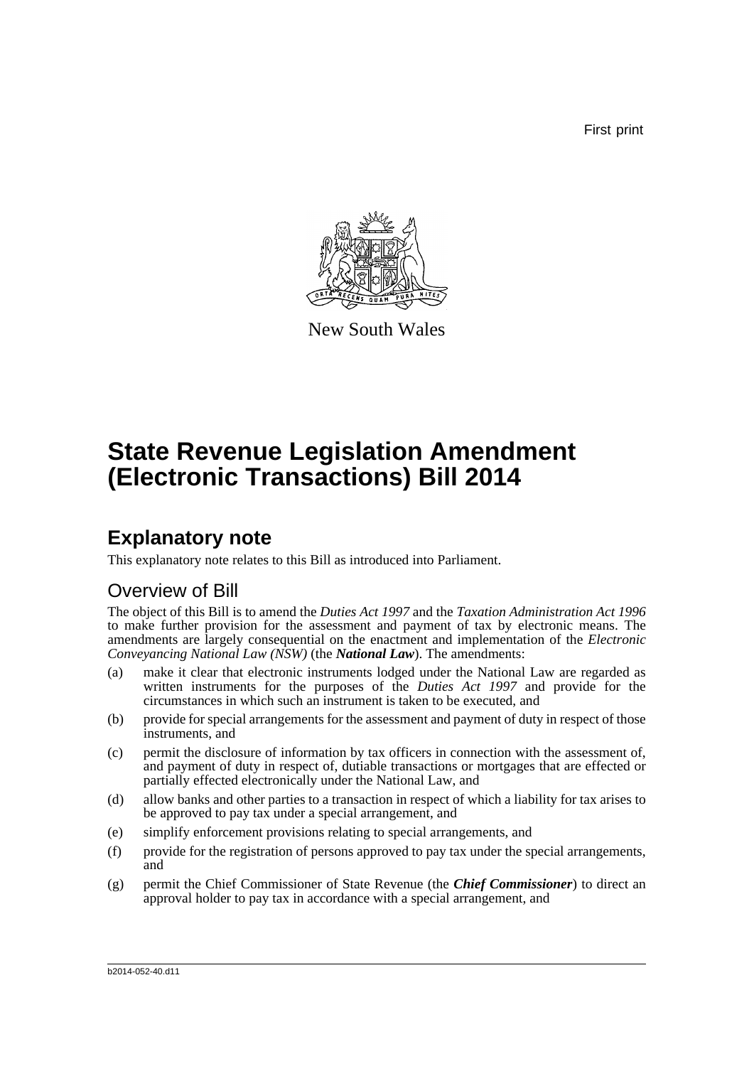First print

New South Wales

# State Revenue Legislation Amendment (Electronic Transactions) Bill 2014

## Explanatory note

This explanatory note relates to this Bill as introduced into Parliament.

### Overview of Bill

The object of this Bill is to amend the *Duties Act 1997* and the *Taxation Administration Act 1996* to make further provision for the assessment and payment of tax by electronic means. The amendments are largely consequential on the enactment and implementation of the *Electronic Conveyancing National Law (NSW)* (the ***National Law***). The amendments:

(a) make it clear that electronic instruments lodged under the National Law are regarded as written instruments for the purposes of the *Duties Act 1997* and provide for the circumstances in which such an instrument is taken to be executed, and

(b) provide for special arrangements for the assessment and payment of duty in respect of those instruments, and

(c) permit the disclosure of information by tax officers in connection with the assessment of, and payment of duty in respect of, dutiable transactions or mortgages that are effected or partially effected electronically under the National Law, and

(d) allow banks and other parties to a transaction in respect of which a liability for tax arises to be approved to pay tax under a special arrangement, and

(e) simplify enforcement provisions relating to special arrangements, and

(f) provide for the registration of persons approved to pay tax under the special arrangements, and

(g) permit the Chief Commissioner of State Revenue (the ***Chief Commissioner***) to direct an approval holder to pay tax in accordance with a special arrangement, and

b2014-052-40.d11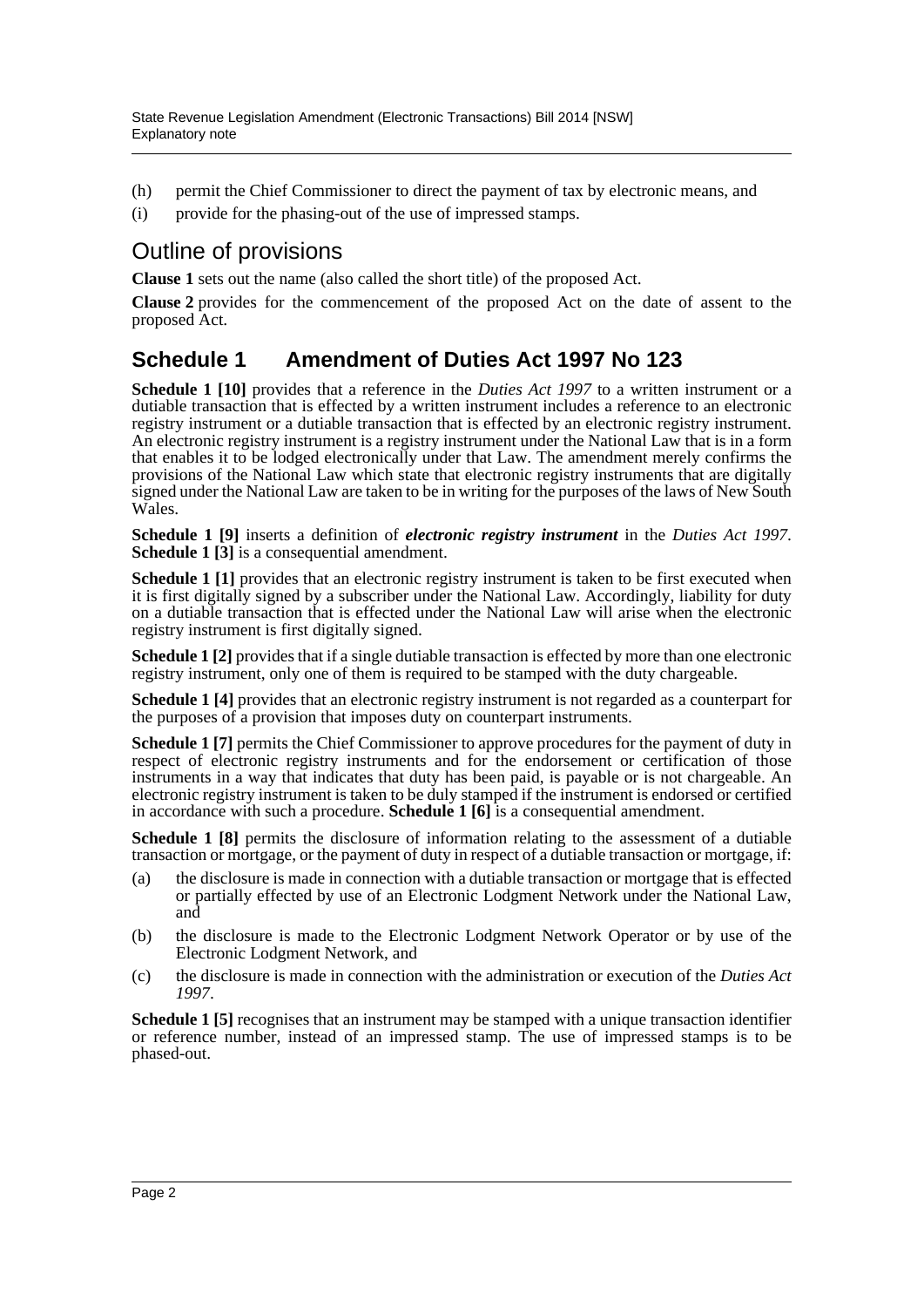(h) permit the Chief Commissioner to direct the payment of tax by electronic means, and

(i) provide for the phasing-out of the use of impressed stamps.

## Outline of provisions

**Clause 1** sets out the name (also called the short title) of the proposed Act.

**Clause 2** provides for the commencement of the proposed Act on the date of assent to the proposed Act.

## Schedule 1 Amendment of Duties Act 1997 No 123

**Schedule 1 [10]** provides that a reference in the *Duties Act 1997* to a written instrument or a dutiable transaction that is effected by a written instrument includes a reference to an electronic registry instrument or a dutiable transaction that is effected by an electronic registry instrument. An electronic registry instrument is a registry instrument under the National Law that is in a form that enables it to be lodged electronically under that Law. The amendment merely confirms the provisions of the National Law which state that electronic registry instruments that are digitally signed under the National Law are taken to be in writing for the purposes of the laws of New South Wales.

**Schedule 1 [9]** inserts a definition of ***electronic registry instrument*** in the *Duties Act 1997*. **Schedule 1 [3]** is a consequential amendment.

**Schedule 1 [1]** provides that an electronic registry instrument is taken to be first executed when it is first digitally signed by a subscriber under the National Law. Accordingly, liability for duty on a dutiable transaction that is effected under the National Law will arise when the electronic registry instrument is first digitally signed.

**Schedule 1 [2]** provides that if a single dutiable transaction is effected by more than one electronic registry instrument, only one of them is required to be stamped with the duty chargeable.

**Schedule 1 [4]** provides that an electronic registry instrument is not regarded as a counterpart for the purposes of a provision that imposes duty on counterpart instruments.

**Schedule 1 [7]** permits the Chief Commissioner to approve procedures for the payment of duty in respect of electronic registry instruments and for the endorsement or certification of those instruments in a way that indicates that duty has been paid, is payable or is not chargeable. An electronic registry instrument is taken to be duly stamped if the instrument is endorsed or certified in accordance with such a procedure. **Schedule 1 [6]** is a consequential amendment.

**Schedule 1 [8]** permits the disclosure of information relating to the assessment of a dutiable transaction or mortgage, or the payment of duty in respect of a dutiable transaction or mortgage, if:

(a) the disclosure is made in connection with a dutiable transaction or mortgage that is effected or partially effected by use of an Electronic Lodgment Network under the National Law, and

(b) the disclosure is made to the Electronic Lodgment Network Operator or by use of the Electronic Lodgment Network, and

(c) the disclosure is made in connection with the administration or execution of the *Duties Act 1997*.

**Schedule 1 [5]** recognises that an instrument may be stamped with a unique transaction identifier or reference number, instead of an impressed stamp. The use of impressed stamps is to be phased-out.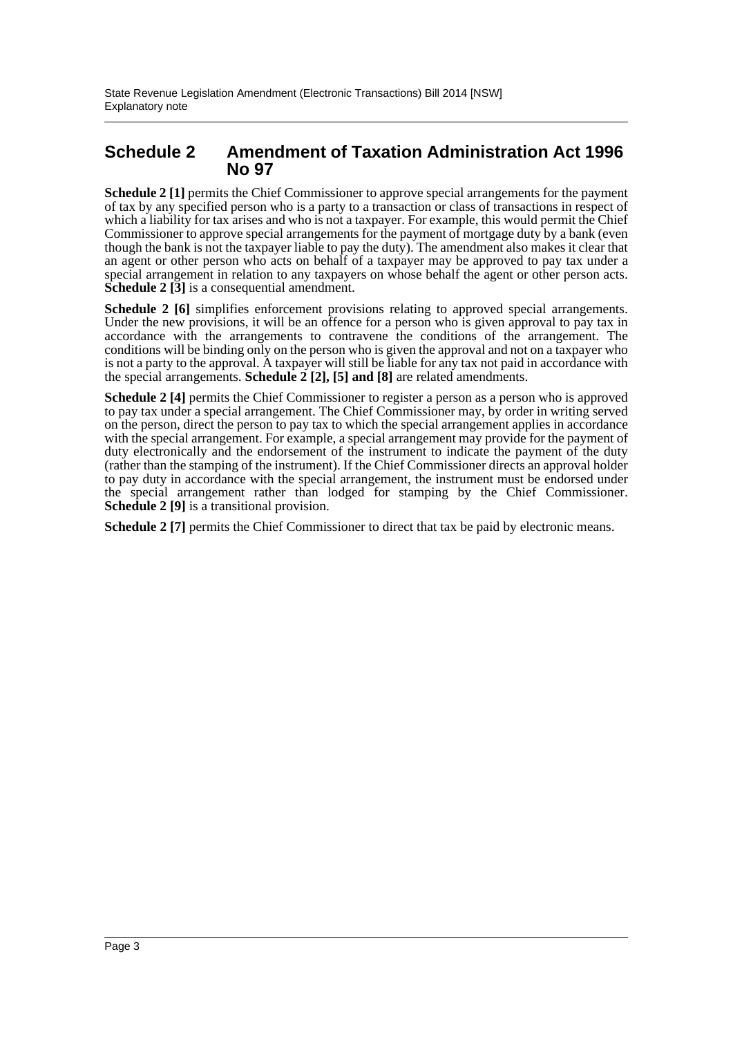## Schedule 2 Amendment of Taxation Administration Act 1996 No 97

**Schedule 2 [1]** permits the Chief Commissioner to approve special arrangements for the payment of tax by any specified person who is a party to a transaction or class of transactions in respect of which a liability for tax arises and who is not a taxpayer. For example, this would permit the Chief Commissioner to approve special arrangements for the payment of mortgage duty by a bank (even though the bank is not the taxpayer liable to pay the duty). The amendment also makes it clear that an agent or other person who acts on behalf of a taxpayer may be approved to pay tax under a special arrangement in relation to any taxpayers on whose behalf the agent or other person acts. **Schedule 2 [3]** is a consequential amendment.

**Schedule 2 [6]** simplifies enforcement provisions relating to approved special arrangements. Under the new provisions, it will be an offence for a person who is given approval to pay tax in accordance with the arrangements to contravene the conditions of the arrangement. The conditions will be binding only on the person who is given the approval and not on a taxpayer who is not a party to the approval. A taxpayer will still be liable for any tax not paid in accordance with the special arrangements. **Schedule 2 [2], [5] and [8]** are related amendments.

**Schedule 2 [4]** permits the Chief Commissioner to register a person as a person who is approved to pay tax under a special arrangement. The Chief Commissioner may, by order in writing served on the person, direct the person to pay tax to which the special arrangement applies in accordance with the special arrangement. For example, a special arrangement may provide for the payment of duty electronically and the endorsement of the instrument to indicate the payment of the duty (rather than the stamping of the instrument). If the Chief Commissioner directs an approval holder to pay duty in accordance with the special arrangement, the instrument must be endorsed under the special arrangement rather than lodged for stamping by the Chief Commissioner. **Schedule 2 [9]** is a transitional provision.

**Schedule 2 [7]** permits the Chief Commissioner to direct that tax be paid by electronic means.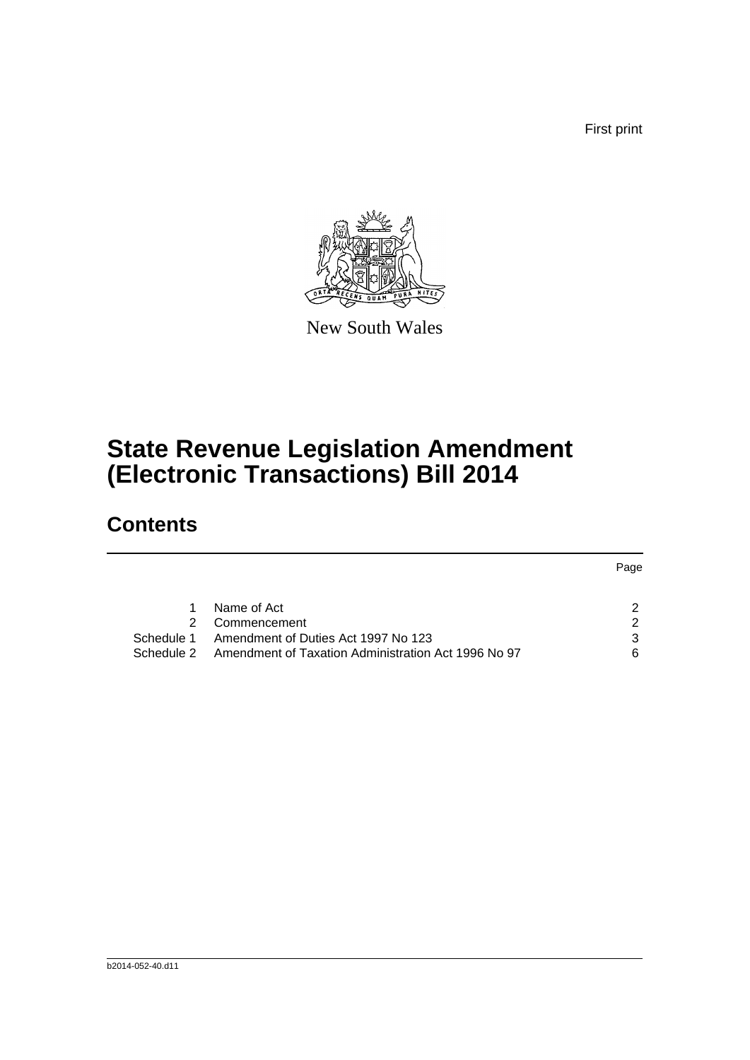First print

New South Wales

# State Revenue Legislation Amendment (Electronic Transactions) Bill 2014

## Contents

| | | Page |
|---|---|---|
| 1 | Name of Act | 2 |
| 2 | Commencement | 2 |
| Schedule 1 | Amendment of Duties Act 1997 No 123 | 3 |
| Schedule 2 | Amendment of Taxation Administration Act 1996 No 97 | 6 |

b2014-052-40.d11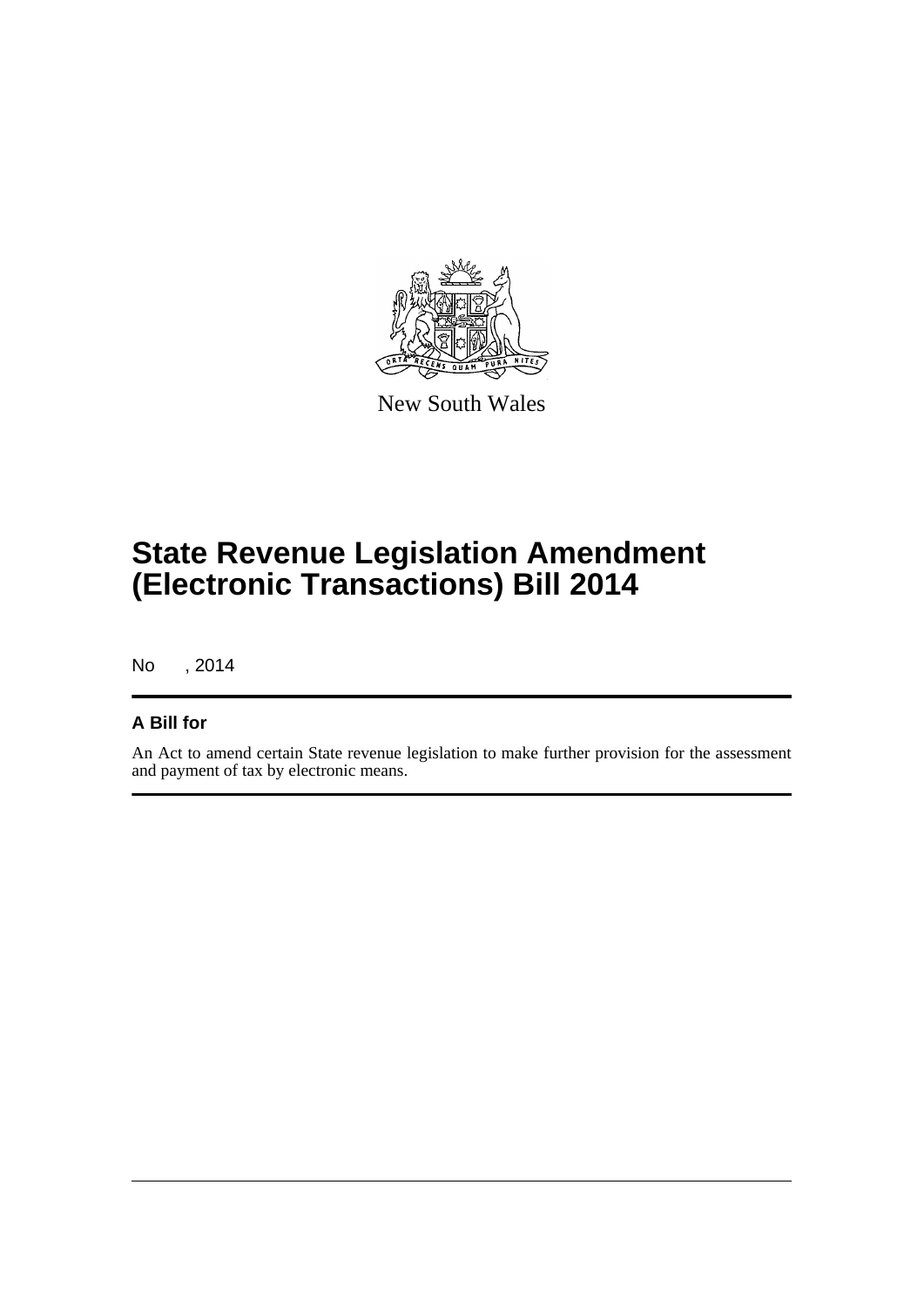New South Wales

# State Revenue Legislation Amendment (Electronic Transactions) Bill 2014

No , 2014

## A Bill for

An Act to amend certain State revenue legislation to make further provision for the assessment and payment of tax by electronic means.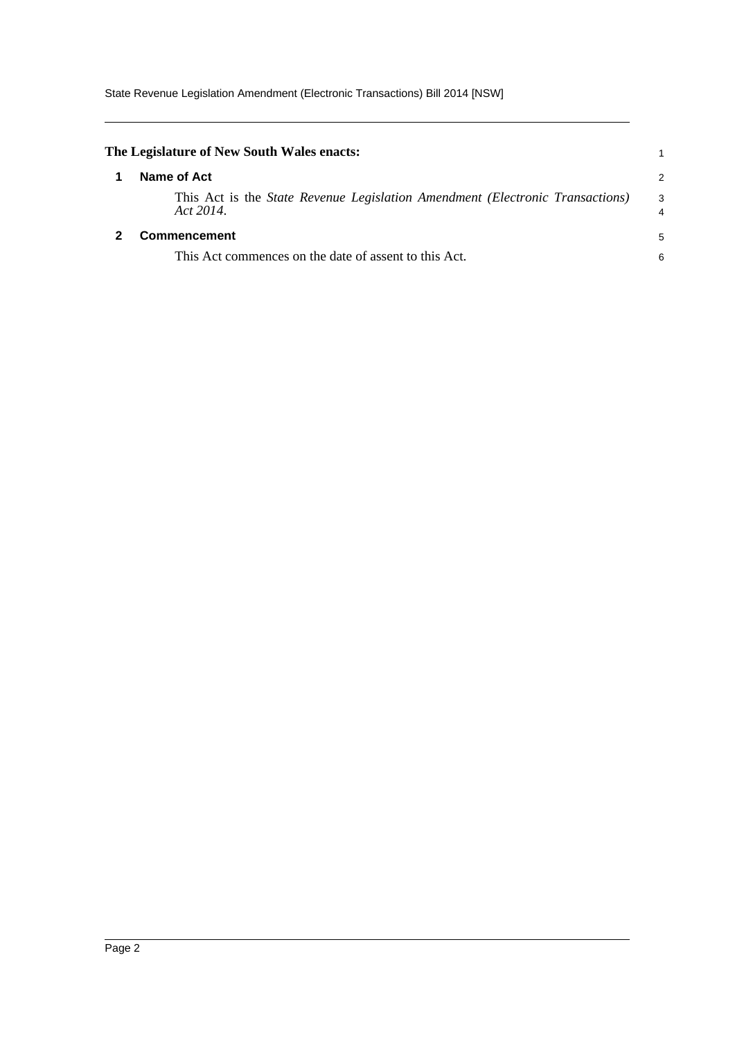**The Legislature of New South Wales enacts:**

## 1 Name of Act

This Act is the *State Revenue Legislation Amendment (Electronic Transactions) Act 2014*.

## 2 Commencement

This Act commences on the date of assent to this Act.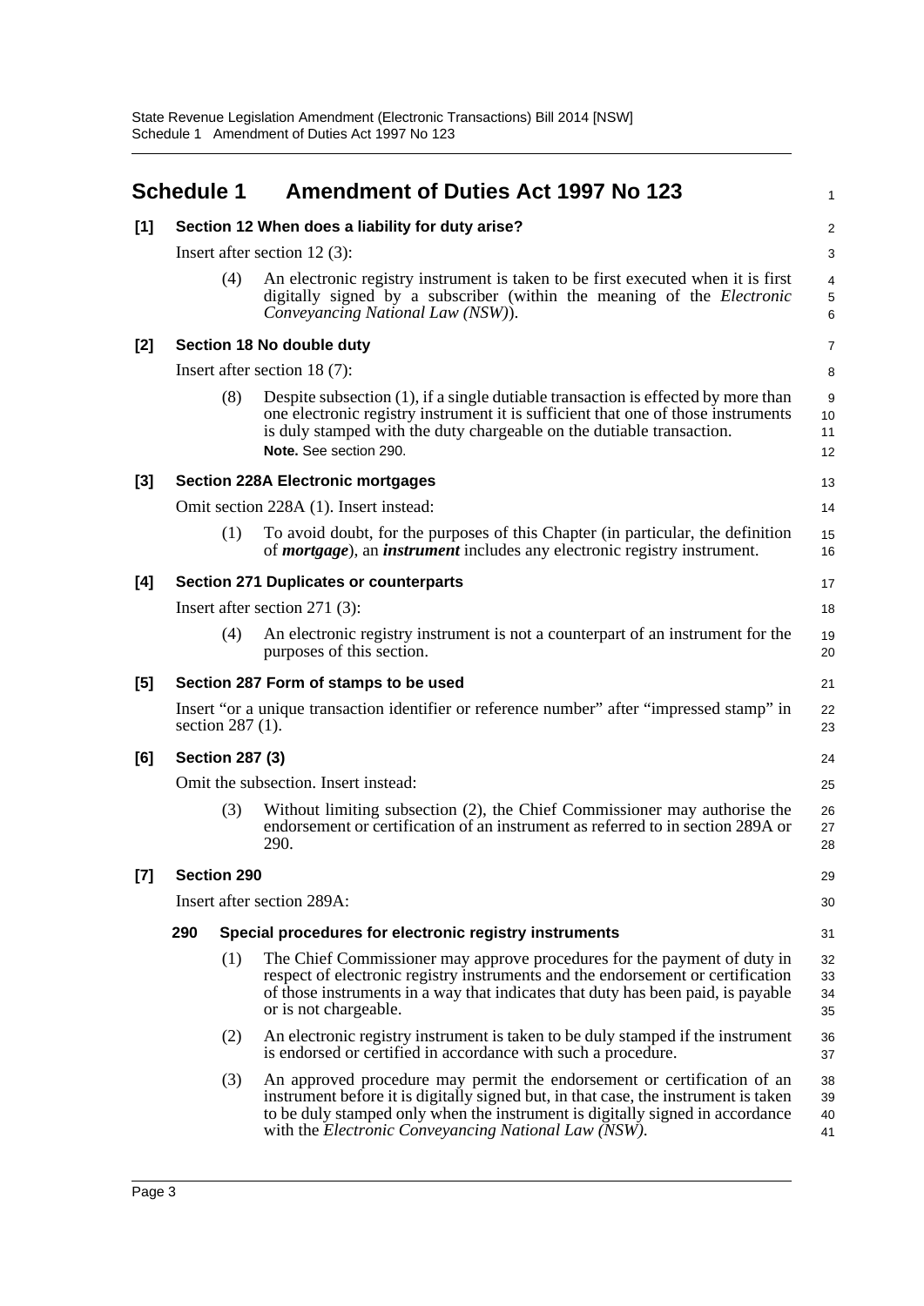## Schedule 1 Amendment of Duties Act 1997 No 123

### [1] Section 12 When does a liability for duty arise?

Insert after section 12 (3):

(4) An electronic registry instrument is taken to be first executed when it is first digitally signed by a subscriber (within the meaning of the *Electronic Conveyancing National Law (NSW)*).

### [2] Section 18 No double duty

Insert after section 18 (7):

(8) Despite subsection (1), if a single dutiable transaction is effected by more than one electronic registry instrument it is sufficient that one of those instruments is duly stamped with the duty chargeable on the dutiable transaction.

**Note.** See section 290.

### [3] Section 228A Electronic mortgages

Omit section 228A (1). Insert instead:

(1) To avoid doubt, for the purposes of this Chapter (in particular, the definition of ***mortgage***), an ***instrument*** includes any electronic registry instrument.

### [4] Section 271 Duplicates or counterparts

Insert after section 271 (3):

(4) An electronic registry instrument is not a counterpart of an instrument for the purposes of this section.

### [5] Section 287 Form of stamps to be used

Insert "or a unique transaction identifier or reference number" after "impressed stamp" in section 287 (1).

### [6] Section 287 (3)

Omit the subsection. Insert instead:

(3) Without limiting subsection (2), the Chief Commissioner may authorise the endorsement or certification of an instrument as referred to in section 289A or 290.

### [7] Section 290

Insert after section 289A:

**290 Special procedures for electronic registry instruments**

(1) The Chief Commissioner may approve procedures for the payment of duty in respect of electronic registry instruments and the endorsement or certification of those instruments in a way that indicates that duty has been paid, is payable or is not chargeable.

(2) An electronic registry instrument is taken to be duly stamped if the instrument is endorsed or certified in accordance with such a procedure.

(3) An approved procedure may permit the endorsement or certification of an instrument before it is digitally signed but, in that case, the instrument is taken to be duly stamped only when the instrument is digitally signed in accordance with the *Electronic Conveyancing National Law (NSW)*.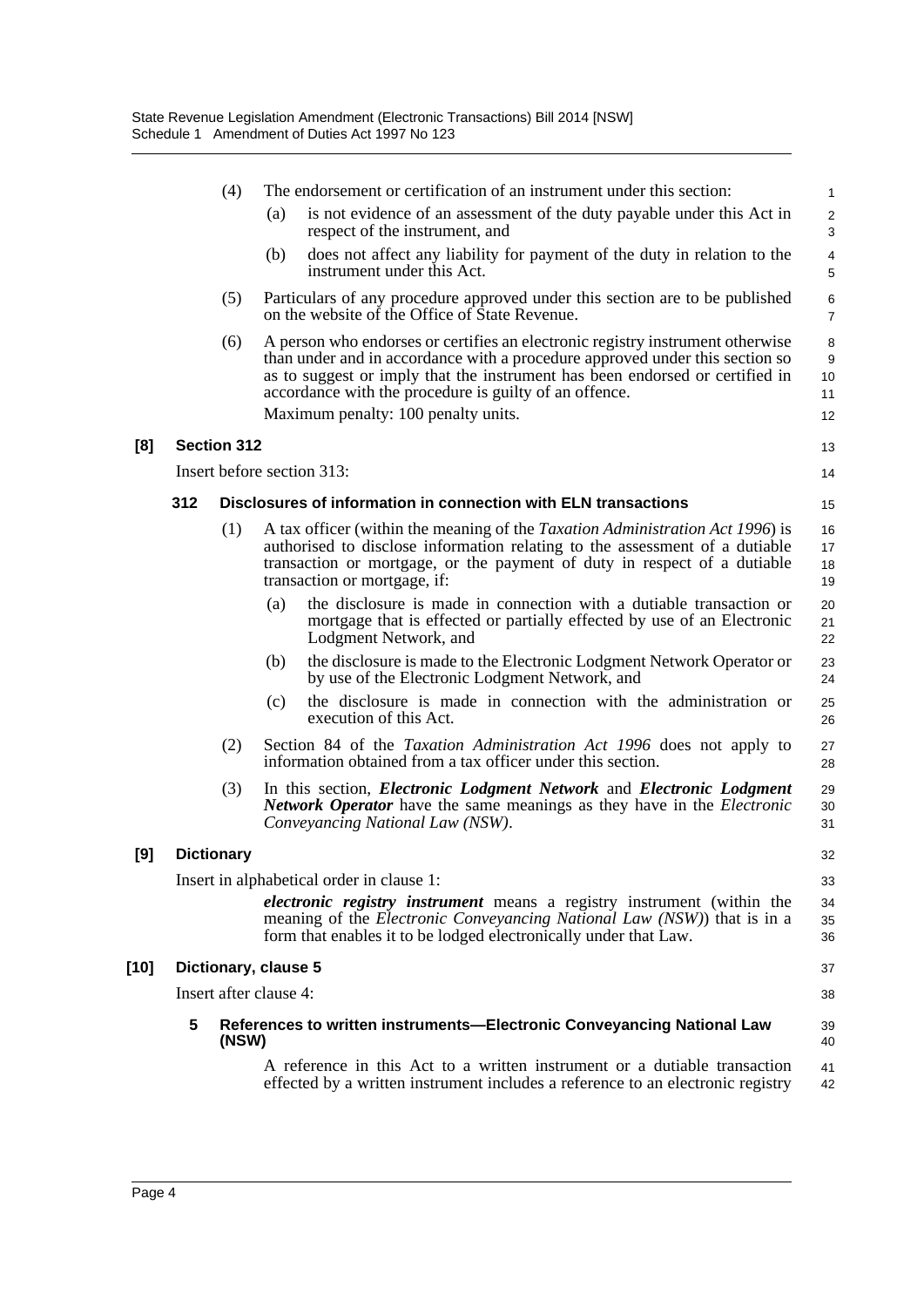(4) The endorsement or certification of an instrument under this section:

(a) is not evidence of an assessment of the duty payable under this Act in respect of the instrument, and

(b) does not affect any liability for payment of the duty in relation to the instrument under this Act.

(5) Particulars of any procedure approved under this section are to be published on the website of the Office of State Revenue.

(6) A person who endorses or certifies an electronic registry instrument otherwise than under and in accordance with a procedure approved under this section so as to suggest or imply that the instrument has been endorsed or certified in accordance with the procedure is guilty of an offence.

Maximum penalty: 100 penalty units.

**[8] Section 312**

Insert before section 313:

**312 Disclosures of information in connection with ELN transactions**

(1) A tax officer (within the meaning of the *Taxation Administration Act 1996*) is authorised to disclose information relating to the assessment of a dutiable transaction or mortgage, or the payment of duty in respect of a dutiable transaction or mortgage, if:

(a) the disclosure is made in connection with a dutiable transaction or mortgage that is effected or partially effected by use of an Electronic Lodgment Network, and

(b) the disclosure is made to the Electronic Lodgment Network Operator or by use of the Electronic Lodgment Network, and

(c) the disclosure is made in connection with the administration or execution of this Act.

(2) Section 84 of the *Taxation Administration Act 1996* does not apply to information obtained from a tax officer under this section.

(3) In this section, ***Electronic Lodgment Network*** and ***Electronic Lodgment Network Operator*** have the same meanings as they have in the *Electronic Conveyancing National Law (NSW)*.

**[9] Dictionary**

Insert in alphabetical order in clause 1:

***electronic registry instrument*** means a registry instrument (within the meaning of the *Electronic Conveyancing National Law (NSW)*) that is in a form that enables it to be lodged electronically under that Law.

**[10] Dictionary, clause 5**

Insert after clause 4:

**5 References to written instruments—Electronic Conveyancing National Law (NSW)**

A reference in this Act to a written instrument or a dutiable transaction effected by a written instrument includes a reference to an electronic registry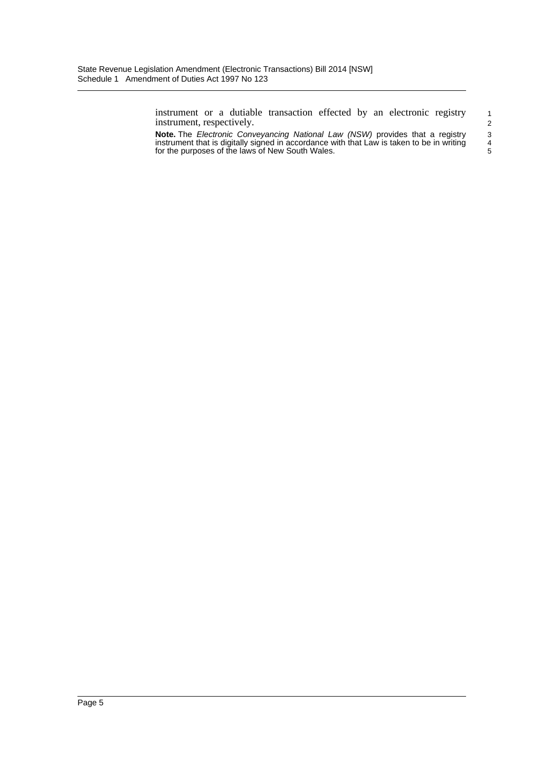instrument or a dutiable transaction effected by an electronic registry instrument, respectively.

**Note.** The *Electronic Conveyancing National Law (NSW)* provides that a registry instrument that is digitally signed in accordance with that Law is taken to be in writing for the purposes of the laws of New South Wales.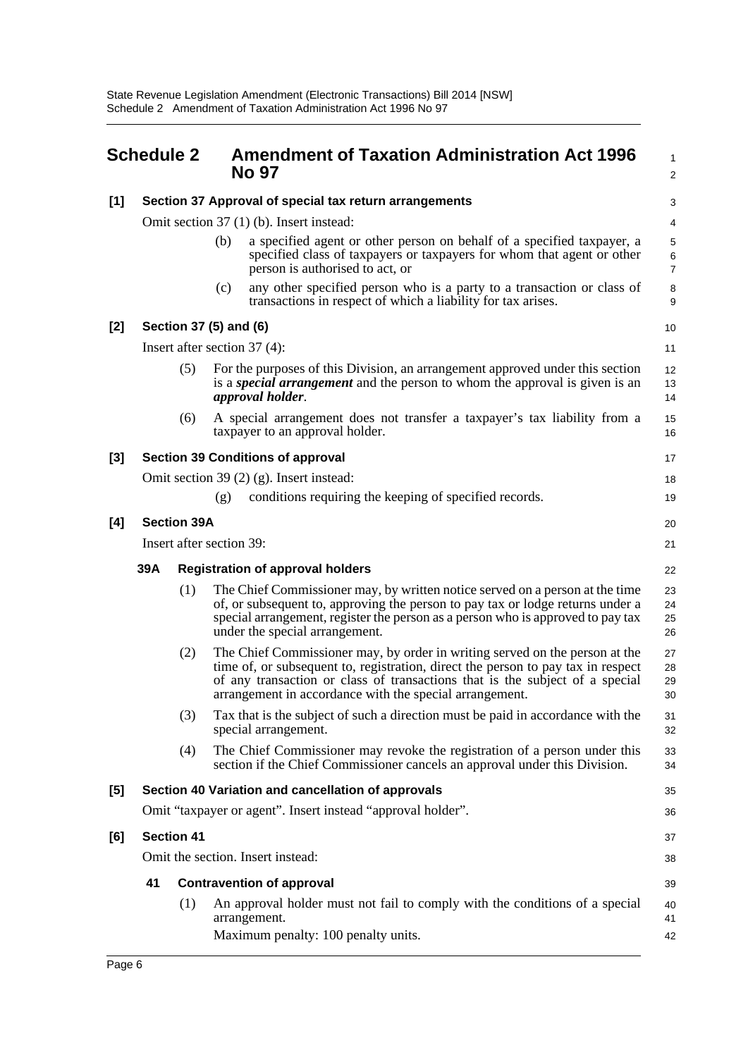# Schedule 2 Amendment of Taxation Administration Act 1996 No 97

**[1] Section 37 Approval of special tax return arrangements**

Omit section 37 (1) (b). Insert instead:

(b) a specified agent or other person on behalf of a specified taxpayer, a specified class of taxpayers or taxpayers for whom that agent or other person is authorised to act, or

(c) any other specified person who is a party to a transaction or class of transactions in respect of which a liability for tax arises.

**[2] Section 37 (5) and (6)**

Insert after section 37 (4):

(5) For the purposes of this Division, an arrangement approved under this section is a ***special arrangement*** and the person to whom the approval is given is an ***approval holder***.

(6) A special arrangement does not transfer a taxpayer's tax liability from a taxpayer to an approval holder.

**[3] Section 39 Conditions of approval**

Omit section 39 (2) (g). Insert instead:

(g) conditions requiring the keeping of specified records.

**[4] Section 39A**

Insert after section 39:

**39A Registration of approval holders**

(1) The Chief Commissioner may, by written notice served on a person at the time of, or subsequent to, approving the person to pay tax or lodge returns under a special arrangement, register the person as a person who is approved to pay tax under the special arrangement.

(2) The Chief Commissioner may, by order in writing served on the person at the time of, or subsequent to, registration, direct the person to pay tax in respect of any transaction or class of transactions that is the subject of a special arrangement in accordance with the special arrangement.

(3) Tax that is the subject of such a direction must be paid in accordance with the special arrangement.

(4) The Chief Commissioner may revoke the registration of a person under this section if the Chief Commissioner cancels an approval under this Division.

**[5] Section 40 Variation and cancellation of approvals**

Omit "taxpayer or agent". Insert instead "approval holder".

**[6] Section 41**

Omit the section. Insert instead:

**41 Contravention of approval**

(1) An approval holder must not fail to comply with the conditions of a special arrangement.

Maximum penalty: 100 penalty units.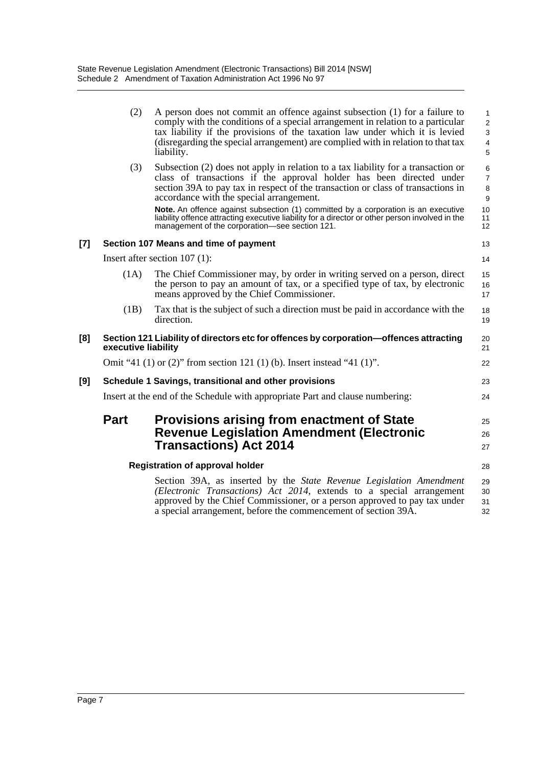(2) A person does not commit an offence against subsection (1) for a failure to comply with the conditions of a special arrangement in relation to a particular tax liability if the provisions of the taxation law under which it is levied (disregarding the special arrangement) are complied with in relation to that tax liability.

(3) Subsection (2) does not apply in relation to a tax liability for a transaction or class of transactions if the approval holder has been directed under section 39A to pay tax in respect of the transaction or class of transactions in accordance with the special arrangement.

**Note.** An offence against subsection (1) committed by a corporation is an executive liability offence attracting executive liability for a director or other person involved in the management of the corporation—see section 121.

**[7] Section 107 Means and time of payment**

Insert after section 107 (1):

(1A) The Chief Commissioner may, by order in writing served on a person, direct the person to pay an amount of tax, or a specified type of tax, by electronic means approved by the Chief Commissioner.

(1B) Tax that is the subject of such a direction must be paid in accordance with the direction.

**[8] Section 121 Liability of directors etc for offences by corporation—offences attracting executive liability**

Omit "41 (1) or (2)" from section 121 (1) (b). Insert instead "41 (1)".

**[9] Schedule 1 Savings, transitional and other provisions**

Insert at the end of the Schedule with appropriate Part and clause numbering:

# Part Provisions arising from enactment of State Revenue Legislation Amendment (Electronic Transactions) Act 2014

**Registration of approval holder**

Section 39A, as inserted by the *State Revenue Legislation Amendment (Electronic Transactions) Act 2014*, extends to a special arrangement approved by the Chief Commissioner, or a person approved to pay tax under a special arrangement, before the commencement of section 39A.